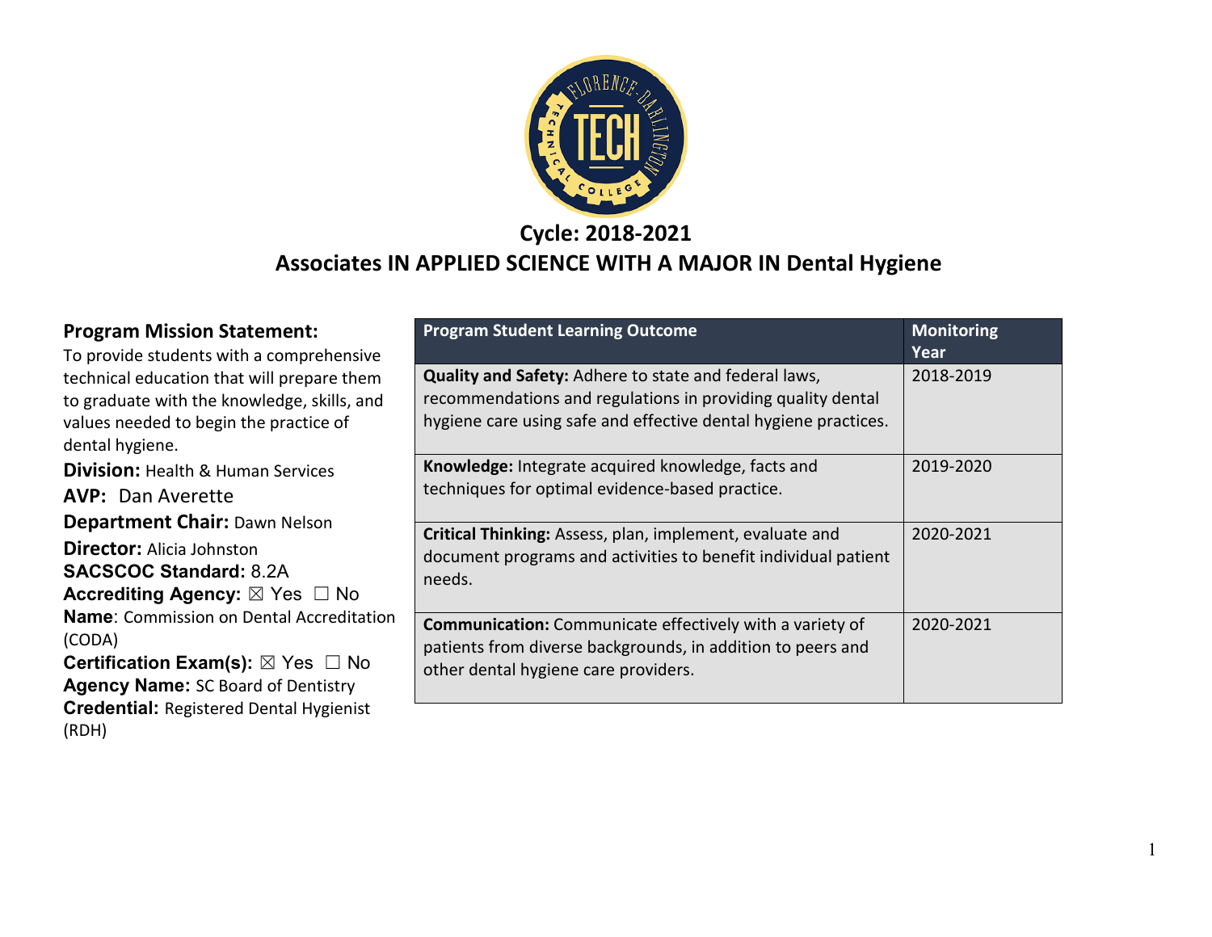# Cycle: 2018-2021

# Associates IN APPLIED SCIENCE WITH A MAJOR IN Dental Hygiene

**Program Mission Statement:**
To provide students with a comprehensive technical education that will prepare them to graduate with the knowledge, skills, and values needed to begin the practice of dental hygiene.

**Division:** Health & Human Services
**AVP:** Dan Averette
**Department Chair:** Dawn Nelson
**Director:** Alicia Johnston
**SACSCOC Standard:** 8.2A
**Accrediting Agency:** ☒ Yes ☐ No
**Name**: Commission on Dental Accreditation (CODA)
**Certification Exam(s):** ☒ Yes ☐ No
**Agency Name:** SC Board of Dentistry
**Credential:** Registered Dental Hygienist (RDH)

| Program Student Learning Outcome | Monitoring Year |
|---|---|
| **Quality and Safety:** Adhere to state and federal laws, recommendations and regulations in providing quality dental hygiene care using safe and effective dental hygiene practices. | 2018-2019 |
| **Knowledge:** Integrate acquired knowledge, facts and techniques for optimal evidence-based practice. | 2019-2020 |
| **Critical Thinking:** Assess, plan, implement, evaluate and document programs and activities to benefit individual patient needs. | 2020-2021 |
| **Communication:** Communicate effectively with a variety of patients from diverse backgrounds, in addition to peers and other dental hygiene care providers. | 2020-2021 |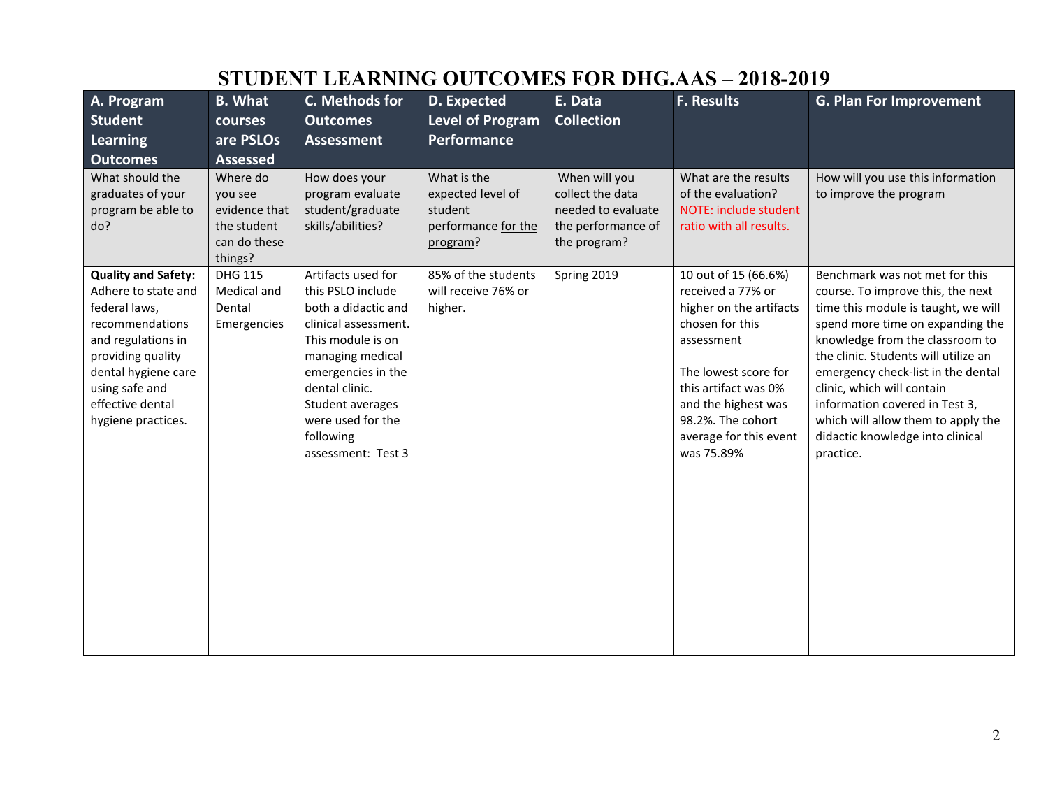# STUDENT LEARNING OUTCOMES FOR DHG.AAS – 2018-2019

| A. Program Student Learning Outcomes | B. What courses are PSLOs Assessed | C. Methods for Outcomes Assessment | D. Expected Level of Program Performance | E. Data Collection | F. Results | G. Plan For Improvement |
|---|---|---|---|---|---|---|
| What should the graduates of your program be able to do? | Where do you see evidence that the student can do these things? | How does your program evaluate student/graduate skills/abilities? | What is the expected level of student performance for the program? | When will you collect the data needed to evaluate the performance of the program? | What are the results of the evaluation? NOTE: include student ratio with all results. | How will you use this information to improve the program |
| **Quality and Safety:** Adhere to state and federal laws, recommendations and regulations in providing quality dental hygiene care using safe and effective dental hygiene practices. | DHG 115 Medical and Dental Emergencies | Artifacts used for this PSLO include both a didactic and clinical assessment. This module is on managing medical emergencies in the dental clinic. Student averages were used for the following assessment: Test 3 | 85% of the students will receive 76% or higher. | Spring 2019 | 10 out of 15 (66.6%) received a 77% or higher on the artifacts chosen for this assessment<br><br>The lowest score for this artifact was 0% and the highest was 98.2%. The cohort average for this event was 75.89% | Benchmark was not met for this course. To improve this, the next time this module is taught, we will spend more time on expanding the knowledge from the classroom to the clinic. Students will utilize an emergency check-list in the dental clinic, which will contain information covered in Test 3, which will allow them to apply the didactic knowledge into clinical practice. |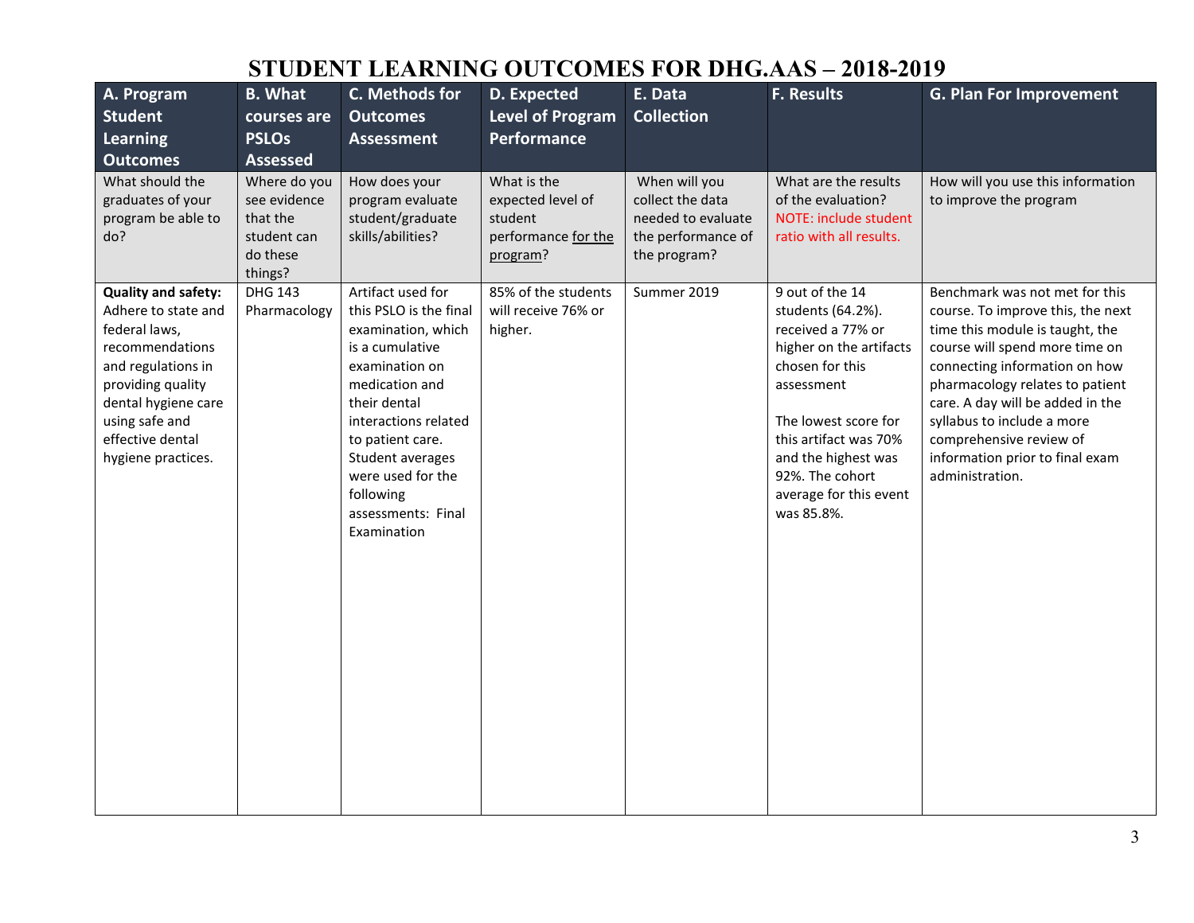# STUDENT LEARNING OUTCOMES FOR DHG.AAS – 2018-2019

| A. Program Student Learning Outcomes | B. What courses are PSLOs Assessed | C. Methods for Outcomes Assessment | D. Expected Level of Program Performance | E. Data Collection | F. Results | G. Plan For Improvement |
|---|---|---|---|---|---|---|
| What should the graduates of your program be able to do? | Where do you see evidence that the student can do these things? | How does your program evaluate student/graduate skills/abilities? | What is the expected level of student performance for the program? | When will you collect the data needed to evaluate the performance of the program? | What are the results of the evaluation? NOTE: include student ratio with all results. | How will you use this information to improve the program |
| **Quality and safety:** Adhere to state and federal laws, recommendations and regulations in providing quality dental hygiene care using safe and effective dental hygiene practices. | DHG 143 Pharmacology | Artifact used for this PSLO is the final examination, which is a cumulative examination on medication and their dental interactions related to patient care. Student averages were used for the following assessments: Final Examination | 85% of the students will receive 76% or higher. | Summer 2019 | 9 out of the 14 students (64.2%). received a 77% or higher on the artifacts chosen for this assessment<br><br>The lowest score for this artifact was 70% and the highest was 92%. The cohort average for this event was 85.8%. | Benchmark was not met for this course. To improve this, the next time this module is taught, the course will spend more time on connecting information on how pharmacology relates to patient care. A day will be added in the syllabus to include a more comprehensive review of information prior to final exam administration. |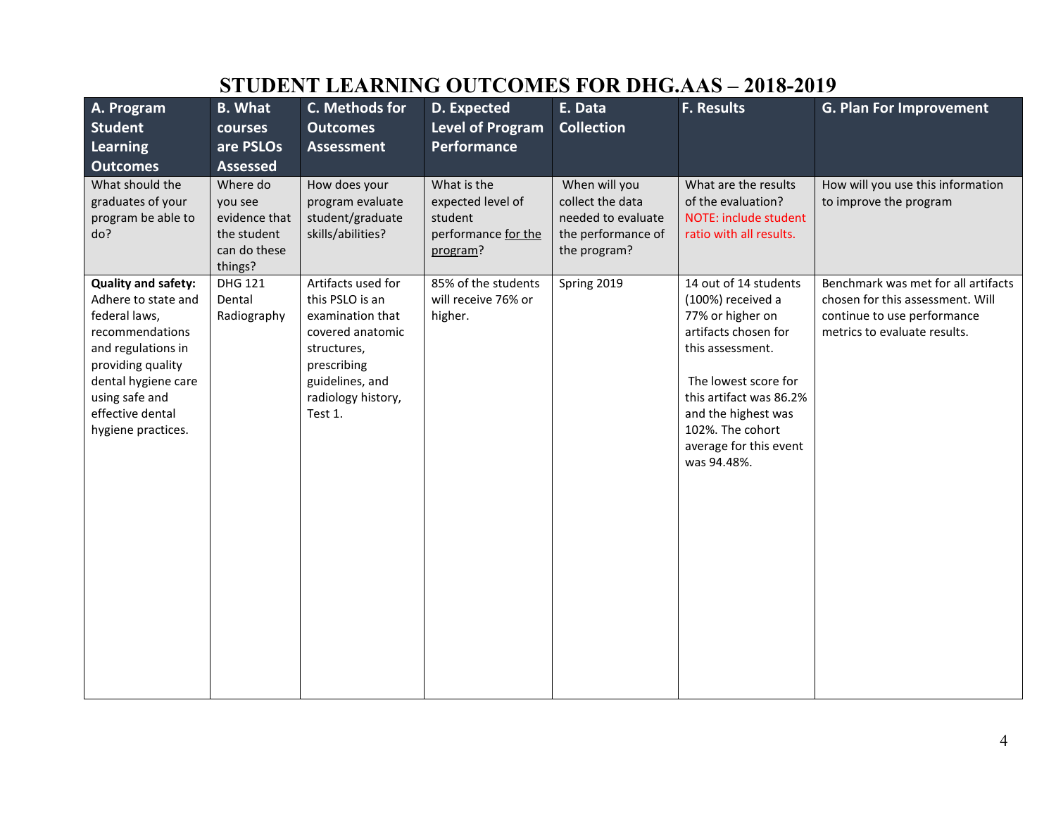# STUDENT LEARNING OUTCOMES FOR DHG.AAS – 2018-2019

| A. Program Student Learning Outcomes | B. What courses are PSLOs Assessed | C. Methods for Outcomes Assessment | D. Expected Level of Program Performance | E. Data Collection | F. Results | G. Plan For Improvement |
|---|---|---|---|---|---|---|
| What should the graduates of your program be able to do? | Where do you see evidence that the student can do these things? | How does your program evaluate student/graduate skills/abilities? | What is the expected level of student performance for the program? | When will you collect the data needed to evaluate the performance of the program? | What are the results of the evaluation? NOTE: include student ratio with all results. | How will you use this information to improve the program |
| **Quality and safety:** Adhere to state and federal laws, recommendations and regulations in providing quality dental hygiene care using safe and effective dental hygiene practices. | DHG 121 Dental Radiography | Artifacts used for this PSLO is an examination that covered anatomic structures, prescribing guidelines, and radiology history, Test 1. | 85% of the students will receive 76% or higher. | Spring 2019 | 14 out of 14 students (100%) received a 77% or higher on artifacts chosen for this assessment.<br><br>The lowest score for this artifact was 86.2% and the highest was 102%. The cohort average for this event was 94.48%. | Benchmark was met for all artifacts chosen for this assessment. Will continue to use performance metrics to evaluate results. |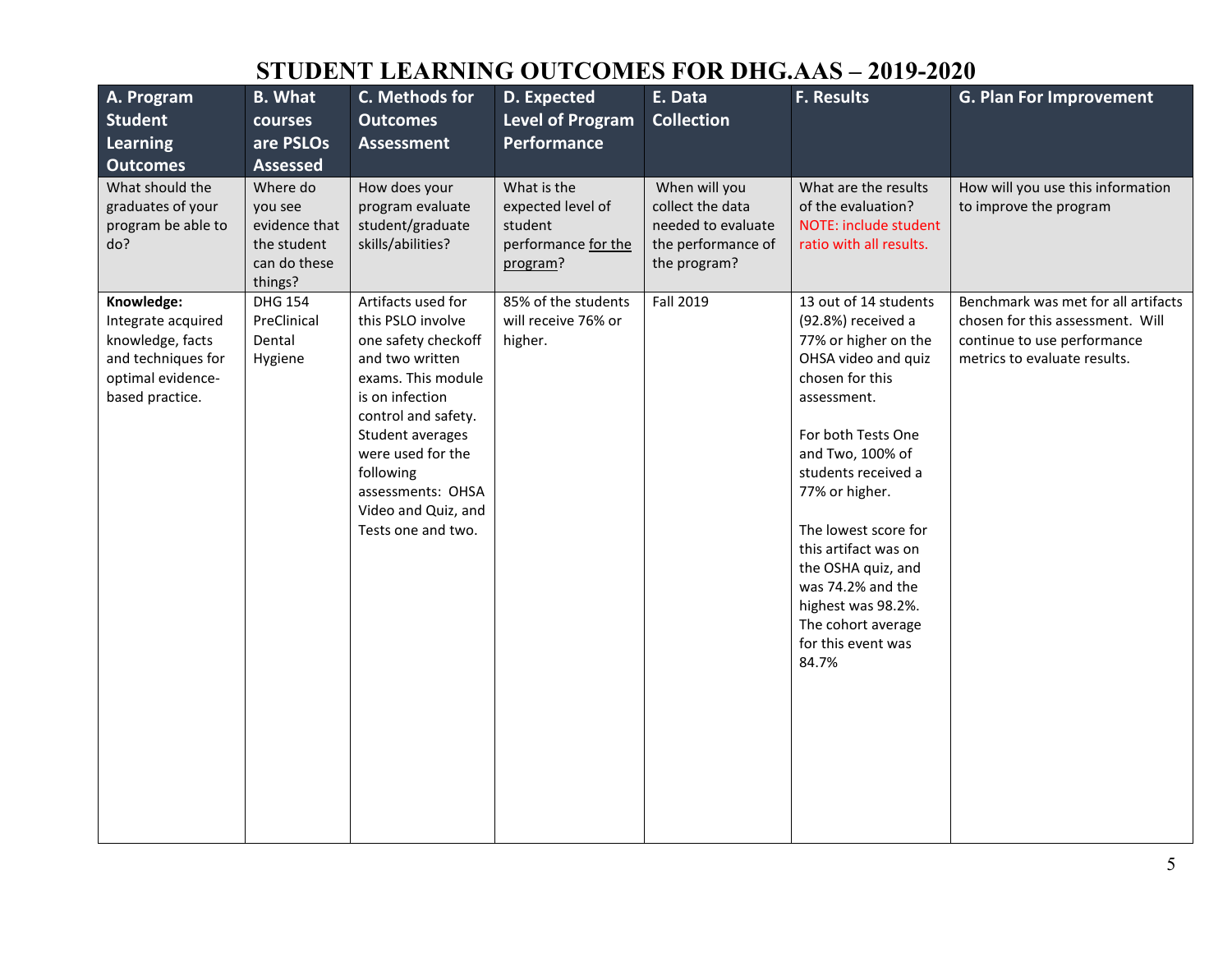# STUDENT LEARNING OUTCOMES FOR DHG.AAS – 2019-2020

| A. Program Student Learning Outcomes | B. What courses are PSLOs Assessed | C. Methods for Outcomes Assessment | D. Expected Level of Program Performance | E. Data Collection | F. Results | G. Plan For Improvement |
|---|---|---|---|---|---|---|
| What should the graduates of your program be able to do? | Where do you see evidence that the student can do these things? | How does your program evaluate student/graduate skills/abilities? | What is the expected level of student performance for the program? | When will you collect the data needed to evaluate the performance of the program? | What are the results of the evaluation? NOTE: include student ratio with all results. | How will you use this information to improve the program |
| **Knowledge:** Integrate acquired knowledge, facts and techniques for optimal evidence-based practice. | DHG 154 PreClinical Dental Hygiene | Artifacts used for this PSLO involve one safety checkoff and two written exams. This module is on infection control and safety. Student averages were used for the following assessments: OHSA Video and Quiz, and Tests one and two. | 85% of the students will receive 76% or higher. | Fall 2019 | 13 out of 14 students (92.8%) received a 77% or higher on the OHSA video and quiz chosen for this assessment.<br><br>For both Tests One and Two, 100% of students received a 77% or higher.<br><br>The lowest score for this artifact was on the OSHA quiz, and was 74.2% and the highest was 98.2%. The cohort average for this event was 84.7% | Benchmark was met for all artifacts chosen for this assessment. Will continue to use performance metrics to evaluate results. |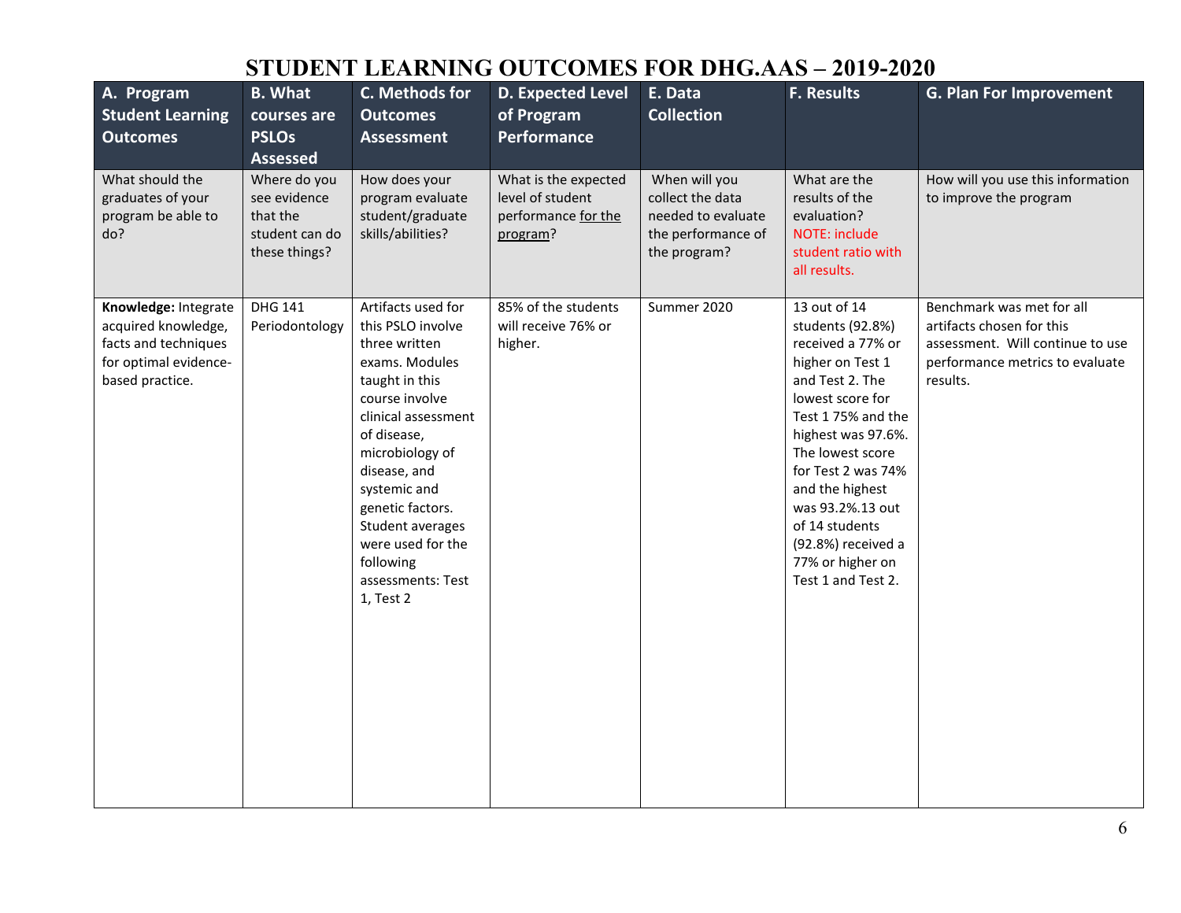# STUDENT LEARNING OUTCOMES FOR DHG.AAS – 2019-2020

| A. Program Student Learning Outcomes | B. What courses are PSLOs Assessed | C. Methods for Outcomes Assessment | D. Expected Level of Program Performance | E. Data Collection | F. Results | G. Plan For Improvement |
|---|---|---|---|---|---|---|
| What should the graduates of your program be able to do? | Where do you see evidence that the student can do these things? | How does your program evaluate student/graduate skills/abilities? | What is the expected level of student performance for the program? | When will you collect the data needed to evaluate the performance of the program? | What are the results of the evaluation? NOTE: include student ratio with all results. | How will you use this information to improve the program |
| **Knowledge:** Integrate acquired knowledge, facts and techniques for optimal evidence-based practice. | DHG 141 Periodontology | Artifacts used for this PSLO involve three written exams. Modules taught in this course involve clinical assessment of disease, microbiology of disease, and systemic and genetic factors. Student averages were used for the following assessments: Test 1, Test 2 | 85% of the students will receive 76% or higher. | Summer 2020 | 13 out of 14 students (92.8%) received a 77% or higher on Test 1 and Test 2. The lowest score for Test 1 75% and the highest was 97.6%. The lowest score for Test 2 was 74% and the highest was 93.2%.13 out of 14 students (92.8%) received a 77% or higher on Test 1 and Test 2. | Benchmark was met for all artifacts chosen for this assessment. Will continue to use performance metrics to evaluate results. |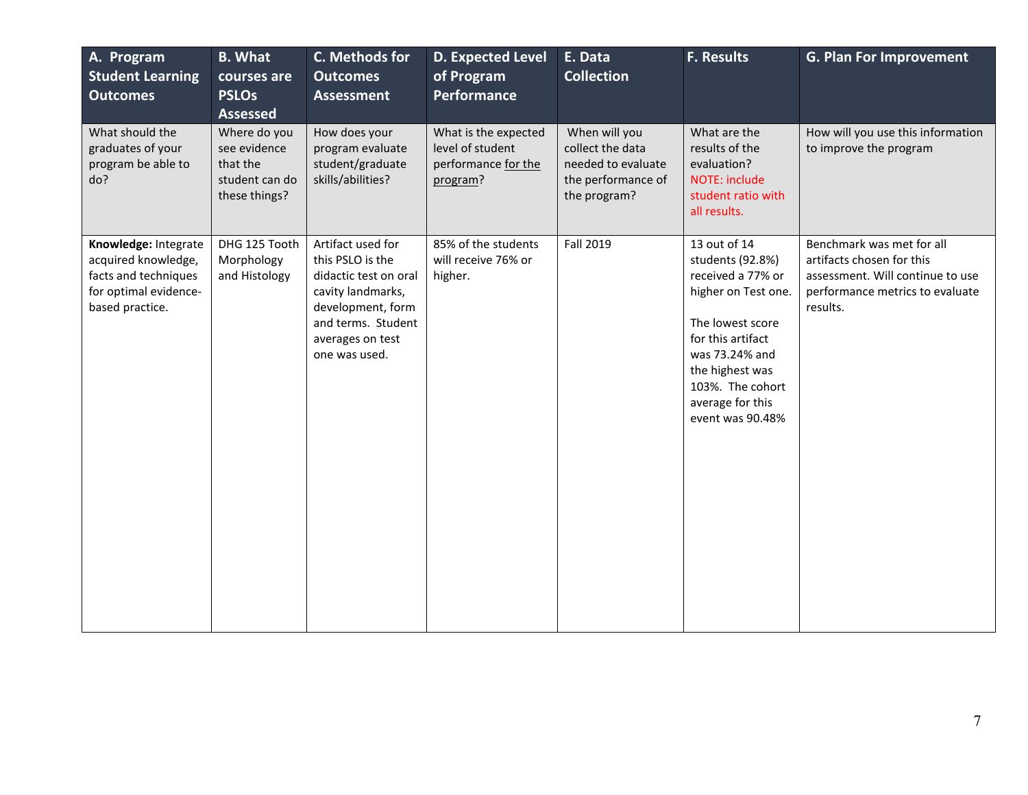| A. Program Student Learning Outcomes | B. What courses are PSLOs Assessed | C. Methods for Outcomes Assessment | D. Expected Level of Program Performance | E. Data Collection | F. Results | G. Plan For Improvement |
|---|---|---|---|---|---|---|
| What should the graduates of your program be able to do? | Where do you see evidence that the student can do these things? | How does your program evaluate student/graduate skills/abilities? | What is the expected level of student performance for the program? | When will you collect the data needed to evaluate the performance of the program? | What are the results of the evaluation? NOTE: include student ratio with all results. | How will you use this information to improve the program |
| **Knowledge:** Integrate acquired knowledge, facts and techniques for optimal evidence-based practice. | DHG 125 Tooth Morphology and Histology | Artifact used for this PSLO is the didactic test on oral cavity landmarks, development, form and terms. Student averages on test one was used. | 85% of the students will receive 76% or higher. | Fall 2019 | 13 out of 14 students (92.8%) received a 77% or higher on Test one.<br><br>The lowest score for this artifact was 73.24% and the highest was 103%. The cohort average for this event was 90.48% | Benchmark was met for all artifacts chosen for this assessment. Will continue to use performance metrics to evaluate results. |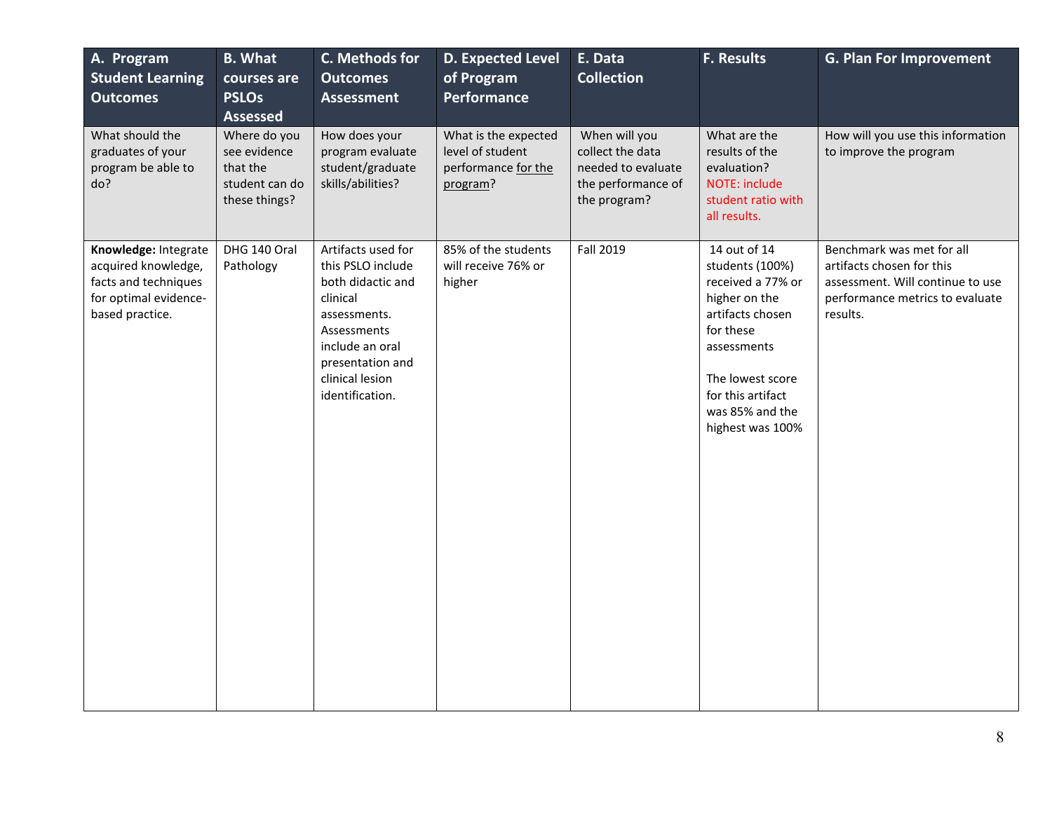| A. Program Student Learning Outcomes | B. What courses are PSLOs Assessed | C. Methods for Outcomes Assessment | D. Expected Level of Program Performance | E. Data Collection | F. Results | G. Plan For Improvement |
|---|---|---|---|---|---|---|
| What should the graduates of your program be able to do? | Where do you see evidence that the student can do these things? | How does your program evaluate student/graduate skills/abilities? | What is the expected level of student performance for the program? | When will you collect the data needed to evaluate the performance of the program? | What are the results of the evaluation? NOTE: include student ratio with all results. | How will you use this information to improve the program |
| **Knowledge:** Integrate acquired knowledge, facts and techniques for optimal evidence-based practice. | DHG 140 Oral Pathology | Artifacts used for this PSLO include both didactic and clinical assessments. Assessments include an oral presentation and clinical lesion identification. | 85% of the students will receive 76% or higher | Fall 2019 | 14 out of 14 students (100%) received a 77% or higher on the artifacts chosen for these assessments<br><br>The lowest score for this artifact was 85% and the highest was 100% | Benchmark was met for all artifacts chosen for this assessment. Will continue to use performance metrics to evaluate results. |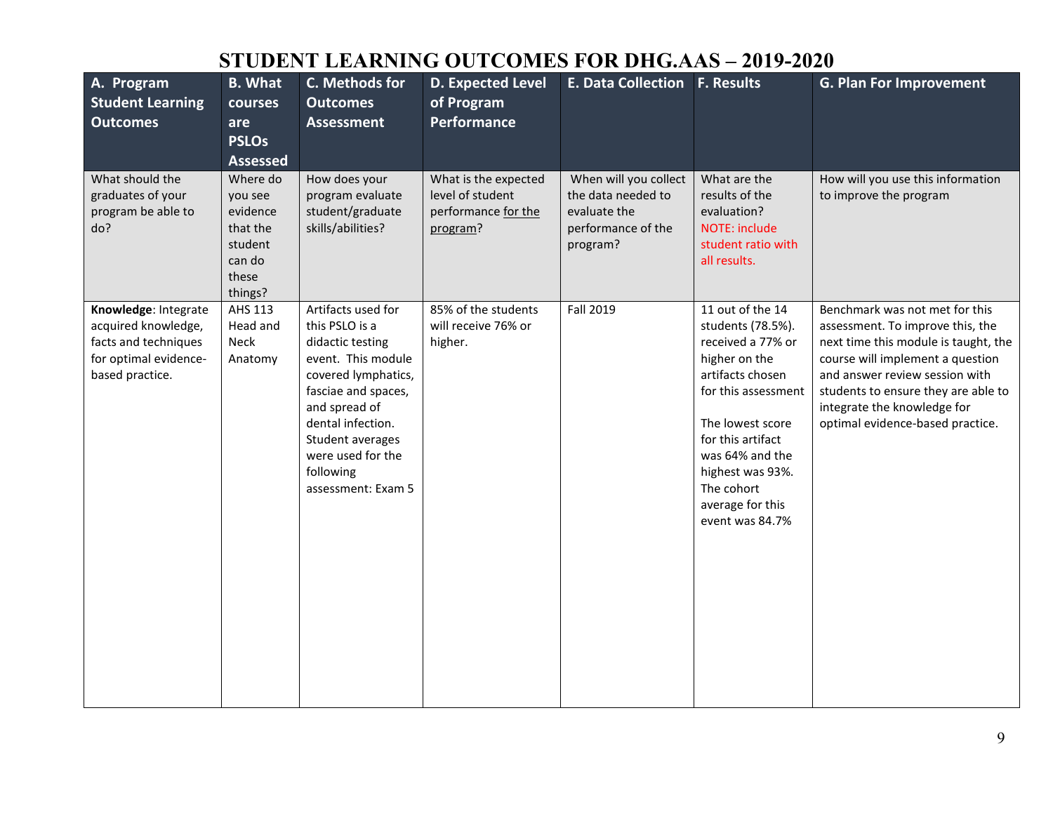# STUDENT LEARNING OUTCOMES FOR DHG.AAS – 2019-2020

| A. Program Student Learning Outcomes | B. What courses are PSLOs Assessed | C. Methods for Outcomes Assessment | D. Expected Level of Program Performance | E. Data Collection | F. Results | G. Plan For Improvement |
|---|---|---|---|---|---|---|
| What should the graduates of your program be able to do? | Where do you see evidence that the student can do these things? | How does your program evaluate student/graduate skills/abilities? | What is the expected level of student performance for the program? | When will you collect the data needed to evaluate the performance of the program? | What are the results of the evaluation? NOTE: include student ratio with all results. | How will you use this information to improve the program |
| **Knowledge**: Integrate acquired knowledge, facts and techniques for optimal evidence-based practice. | AHS 113 Head and Neck Anatomy | Artifacts used for this PSLO is a didactic testing event. This module covered lymphatics, fasciae and spaces, and spread of dental infection. Student averages were used for the following assessment: Exam 5 | 85% of the students will receive 76% or higher. | Fall 2019 | 11 out of the 14 students (78.5%). received a 77% or higher on the artifacts chosen for this assessment<br><br>The lowest score for this artifact was 64% and the highest was 93%. The cohort average for this event was 84.7% | Benchmark was not met for this assessment. To improve this, the next time this module is taught, the course will implement a question and answer review session with students to ensure they are able to integrate the knowledge for optimal evidence-based practice. |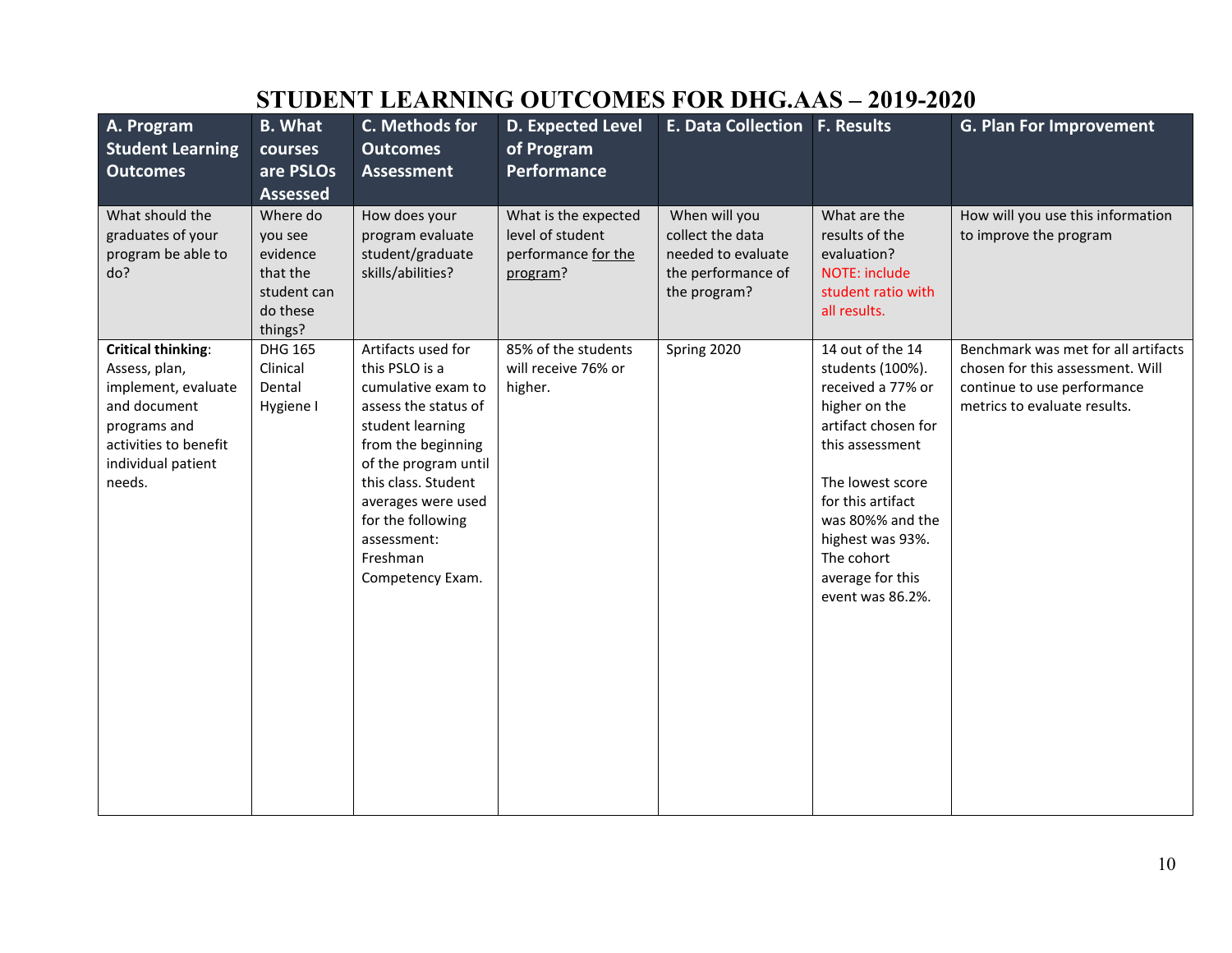# STUDENT LEARNING OUTCOMES FOR DHG.AAS – 2019-2020

| A. Program Student Learning Outcomes | B. What courses are PSLOs Assessed | C. Methods for Outcomes Assessment | D. Expected Level of Program Performance | E. Data Collection | F. Results | G. Plan For Improvement |
|---|---|---|---|---|---|---|
| What should the graduates of your program be able to do? | Where do you see evidence that the student can do these things? | How does your program evaluate student/graduate skills/abilities? | What is the expected level of student performance for the program? | When will you collect the data needed to evaluate the performance of the program? | What are the results of the evaluation? NOTE: include student ratio with all results. | How will you use this information to improve the program |
| **Critical thinking**: Assess, plan, implement, evaluate and document programs and activities to benefit individual patient needs. | DHG 165 Clinical Dental Hygiene I | Artifacts used for this PSLO is a cumulative exam to assess the status of student learning from the beginning of the program until this class. Student averages were used for the following assessment: Freshman Competency Exam. | 85% of the students will receive 76% or higher. | Spring 2020 | 14 out of the 14 students (100%). received a 77% or higher on the artifact chosen for this assessment<br><br>The lowest score for this artifact was 80%% and the highest was 93%. The cohort average for this event was 86.2%. | Benchmark was met for all artifacts chosen for this assessment. Will continue to use performance metrics to evaluate results. |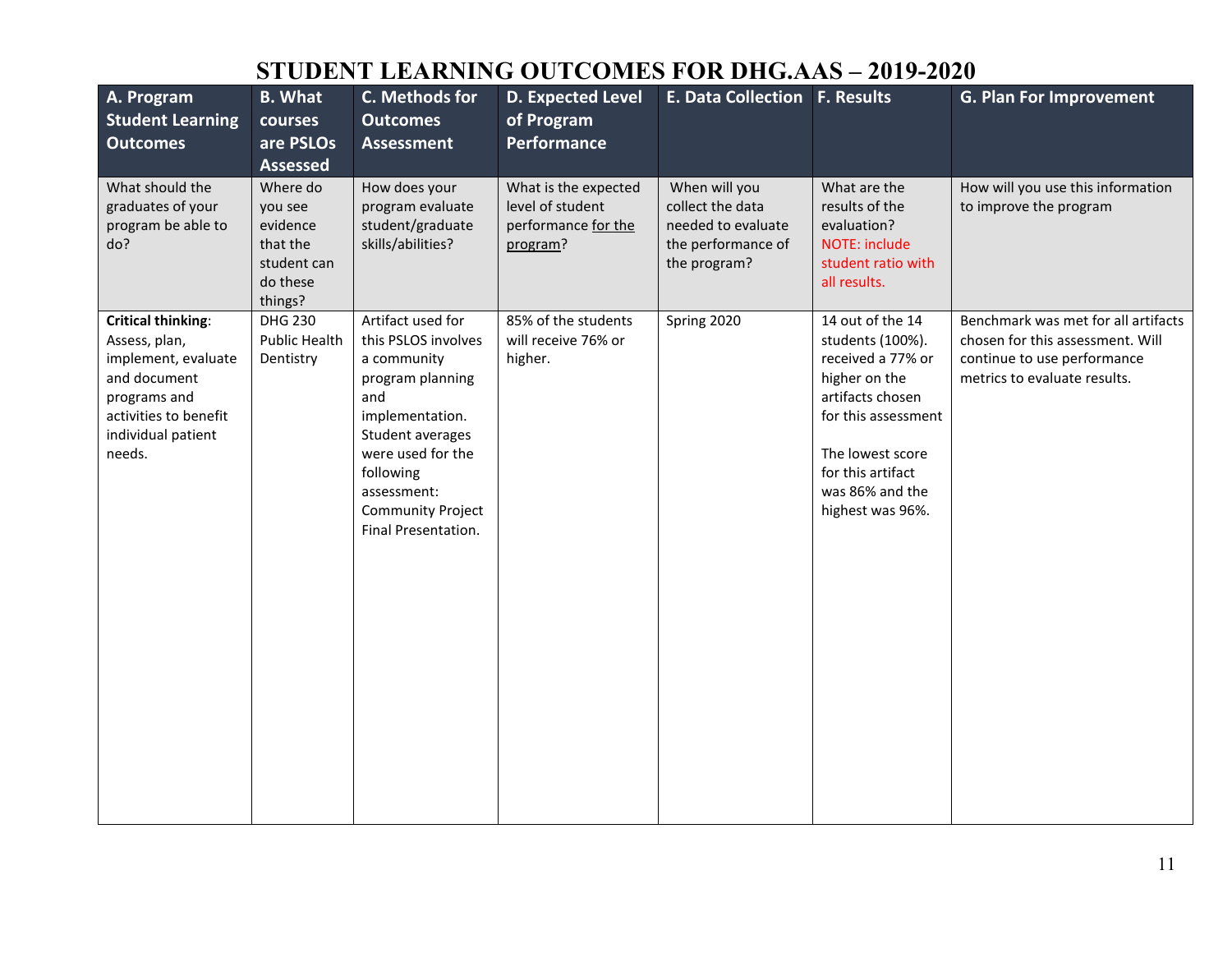# STUDENT LEARNING OUTCOMES FOR DHG.AAS – 2019-2020

| A. Program Student Learning Outcomes | B. What courses are PSLOs Assessed | C. Methods for Outcomes Assessment | D. Expected Level of Program Performance | E. Data Collection | F. Results | G. Plan For Improvement |
|---|---|---|---|---|---|---|
| What should the graduates of your program be able to do? | Where do you see evidence that the student can do these things? | How does your program evaluate student/graduate skills/abilities? | What is the expected level of student performance for the program? | When will you collect the data needed to evaluate the performance of the program? | What are the results of the evaluation? NOTE: include student ratio with all results. | How will you use this information to improve the program |
| **Critical thinking**: Assess, plan, implement, evaluate and document programs and activities to benefit individual patient needs. | DHG 230 Public Health Dentistry | Artifact used for this PSLOS involves a community program planning and implementation. Student averages were used for the following assessment: Community Project Final Presentation. | 85% of the students will receive 76% or higher. | Spring 2020 | 14 out of the 14 students (100%). received a 77% or higher on the artifacts chosen for this assessment<br><br>The lowest score for this artifact was 86% and the highest was 96%. | Benchmark was met for all artifacts chosen for this assessment. Will continue to use performance metrics to evaluate results. |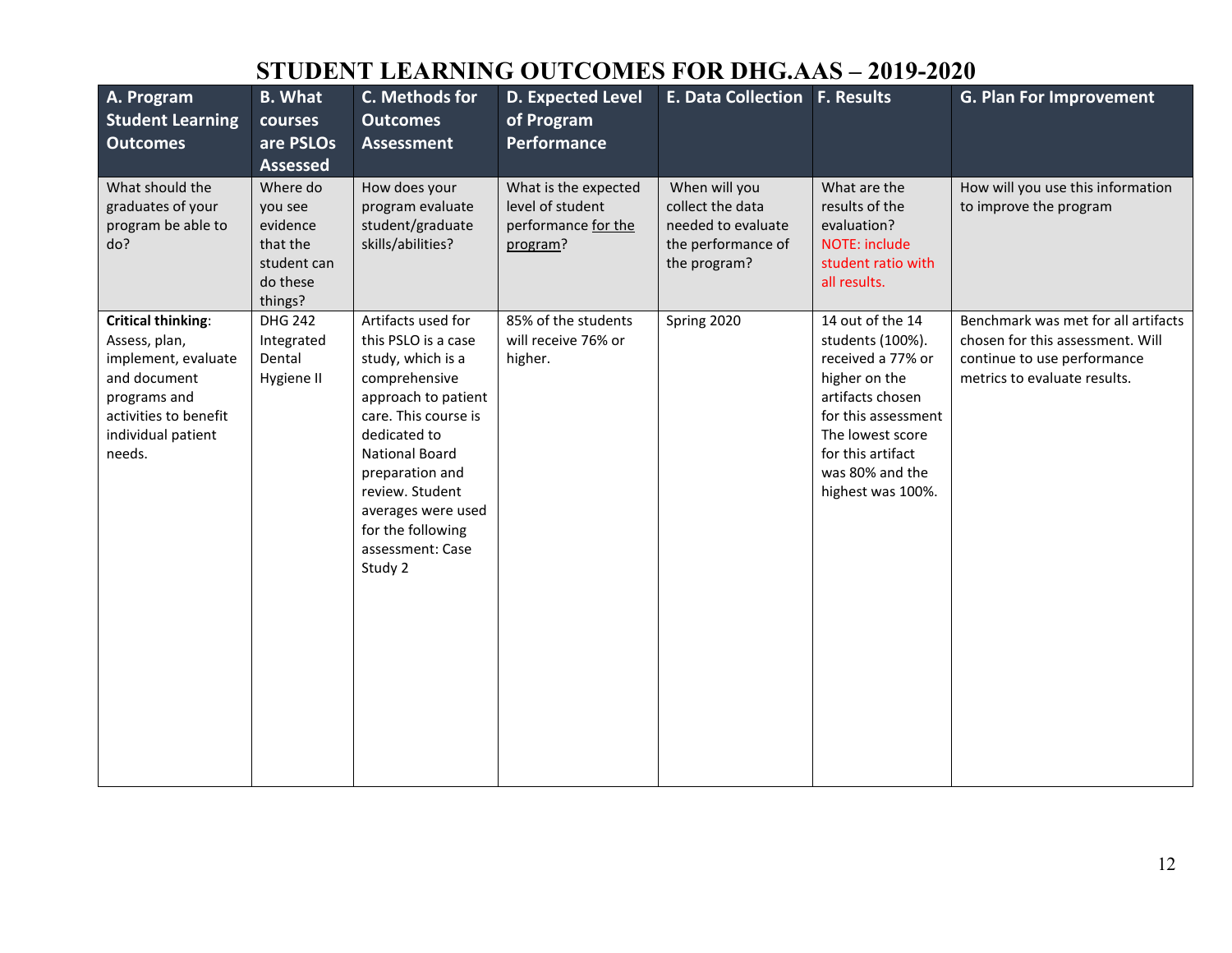# STUDENT LEARNING OUTCOMES FOR DHG.AAS – 2019-2020

| A. Program Student Learning Outcomes | B. What courses are PSLOs Assessed | C. Methods for Outcomes Assessment | D. Expected Level of Program Performance | E. Data Collection | F. Results | G. Plan For Improvement |
|---|---|---|---|---|---|---|
| What should the graduates of your program be able to do? | Where do you see evidence that the student can do these things? | How does your program evaluate student/graduate skills/abilities? | What is the expected level of student performance for the program? | When will you collect the data needed to evaluate the performance of the program? | What are the results of the evaluation? NOTE: include student ratio with all results. | How will you use this information to improve the program |
| **Critical thinking**: Assess, plan, implement, evaluate and document programs and activities to benefit individual patient needs. | DHG 242 Integrated Dental Hygiene II | Artifacts used for this PSLO is a case study, which is a comprehensive approach to patient care. This course is dedicated to National Board preparation and review. Student averages were used for the following assessment: Case Study 2 | 85% of the students will receive 76% or higher. | Spring 2020 | 14 out of the 14 students (100%). received a 77% or higher on the artifacts chosen for this assessment The lowest score for this artifact was 80% and the highest was 100%. | Benchmark was met for all artifacts chosen for this assessment. Will continue to use performance metrics to evaluate results. |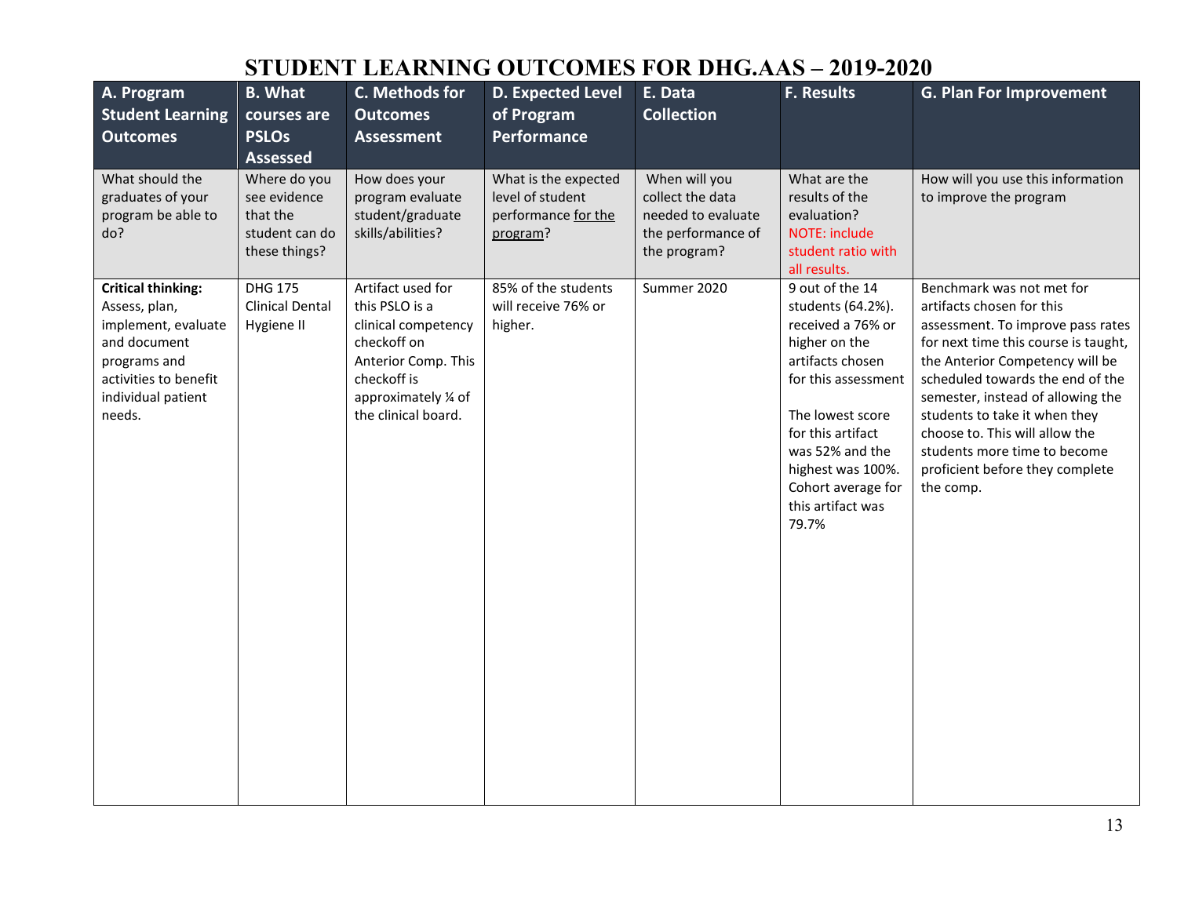# STUDENT LEARNING OUTCOMES FOR DHG.AAS – 2019-2020

| A. Program Student Learning Outcomes | B. What courses are PSLOs Assessed | C. Methods for Outcomes Assessment | D. Expected Level of Program Performance | E. Data Collection | F. Results | G. Plan For Improvement |
|---|---|---|---|---|---|---|
| What should the graduates of your program be able to do? | Where do you see evidence that the student can do these things? | How does your program evaluate student/graduate skills/abilities? | What is the expected level of student performance for the program? | When will you collect the data needed to evaluate the performance of the program? | What are the results of the evaluation? NOTE: include student ratio with all results. | How will you use this information to improve the program |
| **Critical thinking:** Assess, plan, implement, evaluate and document programs and activities to benefit individual patient needs. | DHG 175 Clinical Dental Hygiene II | Artifact used for this PSLO is a clinical competency checkoff on Anterior Comp. This checkoff is approximately ¼ of the clinical board. | 85% of the students will receive 76% or higher. | Summer 2020 | 9 out of the 14 students (64.2%). received a 76% or higher on the artifacts chosen for this assessment<br><br>The lowest score for this artifact was 52% and the highest was 100%. Cohort average for this artifact was 79.7% | Benchmark was not met for artifacts chosen for this assessment. To improve pass rates for next time this course is taught, the Anterior Competency will be scheduled towards the end of the semester, instead of allowing the students to take it when they choose to. This will allow the students more time to become proficient before they complete the comp. |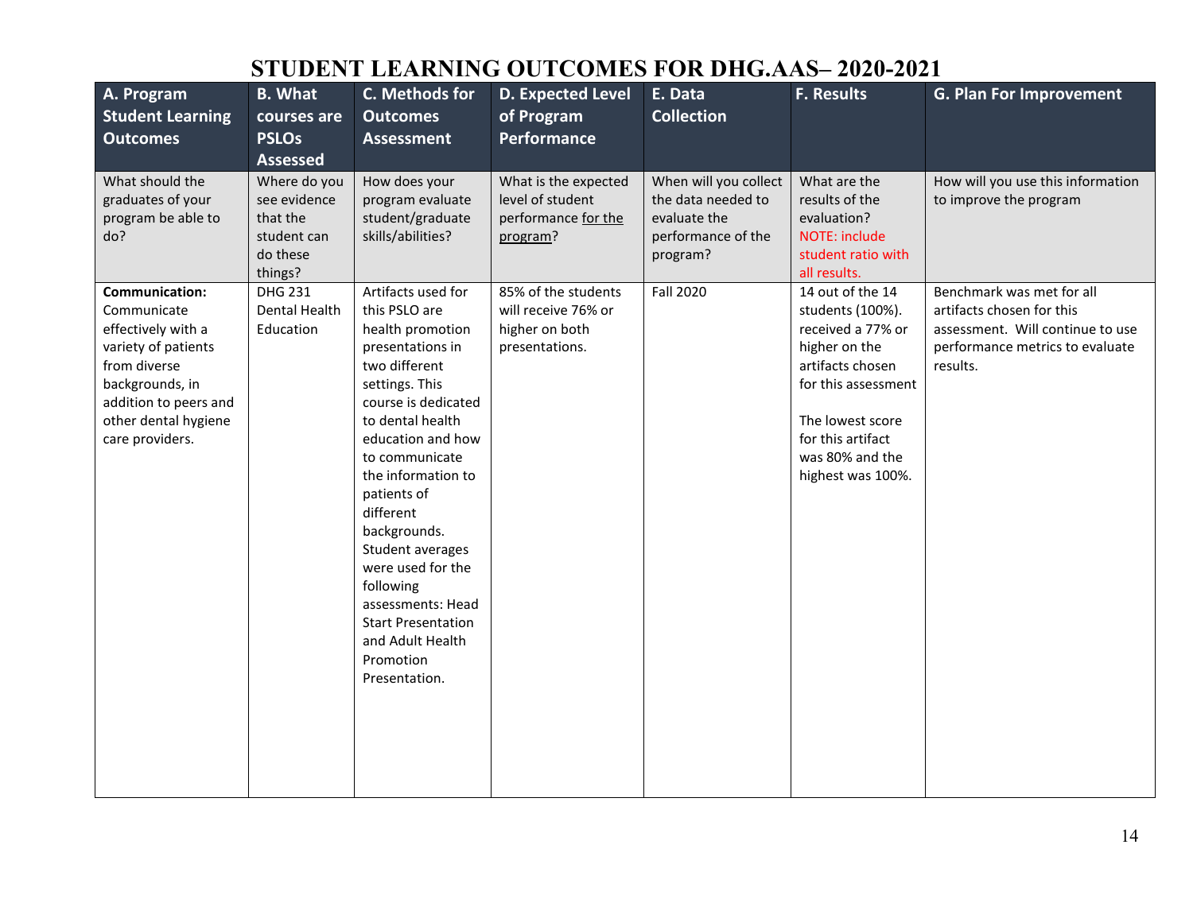# STUDENT LEARNING OUTCOMES FOR DHG.AAS– 2020-2021

| A. Program Student Learning Outcomes | B. What courses are PSLOs Assessed | C. Methods for Outcomes Assessment | D. Expected Level of Program Performance | E. Data Collection | F. Results | G. Plan For Improvement |
|---|---|---|---|---|---|---|
| What should the graduates of your program be able to do? | Where do you see evidence that the student can do these things? | How does your program evaluate student/graduate skills/abilities? | What is the expected level of student performance for the program? | When will you collect the data needed to evaluate the performance of the program? | What are the results of the evaluation? NOTE: include student ratio with all results. | How will you use this information to improve the program |
| **Communication:** Communicate effectively with a variety of patients from diverse backgrounds, in addition to peers and other dental hygiene care providers. | DHG 231 Dental Health Education | Artifacts used for this PSLO are health promotion presentations in two different settings. This course is dedicated to dental health education and how to communicate the information to patients of different backgrounds. Student averages were used for the following assessments: Head Start Presentation and Adult Health Promotion Presentation. | 85% of the students will receive 76% or higher on both presentations. | Fall 2020 | 14 out of the 14 students (100%). received a 77% or higher on the artifacts chosen for this assessment<br><br>The lowest score for this artifact was 80% and the highest was 100%. | Benchmark was met for all artifacts chosen for this assessment. Will continue to use performance metrics to evaluate results. |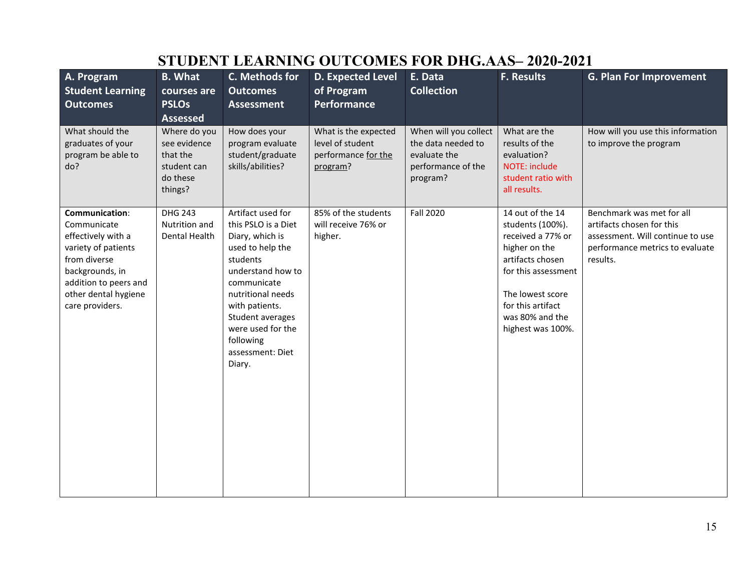# STUDENT LEARNING OUTCOMES FOR DHG.AAS– 2020-2021

| A. Program Student Learning Outcomes | B. What courses are PSLOs Assessed | C. Methods for Outcomes Assessment | D. Expected Level of Program Performance | E. Data Collection | F. Results | G. Plan For Improvement |
|---|---|---|---|---|---|---|
| What should the graduates of your program be able to do? | Where do you see evidence that the student can do these things? | How does your program evaluate student/graduate skills/abilities? | What is the expected level of student performance for the program? | When will you collect the data needed to evaluate the performance of the program? | What are the results of the evaluation? NOTE: include student ratio with all results. | How will you use this information to improve the program |
| **Communication**: Communicate effectively with a variety of patients from diverse backgrounds, in addition to peers and other dental hygiene care providers. | DHG 243 Nutrition and Dental Health | Artifact used for this PSLO is a Diet Diary, which is used to help the students understand how to communicate nutritional needs with patients. Student averages were used for the following assessment: Diet Diary. | 85% of the students will receive 76% or higher. | Fall 2020 | 14 out of the 14 students (100%). received a 77% or higher on the artifacts chosen for this assessment<br><br>The lowest score for this artifact was 80% and the highest was 100%. | Benchmark was met for all artifacts chosen for this assessment. Will continue to use performance metrics to evaluate results. |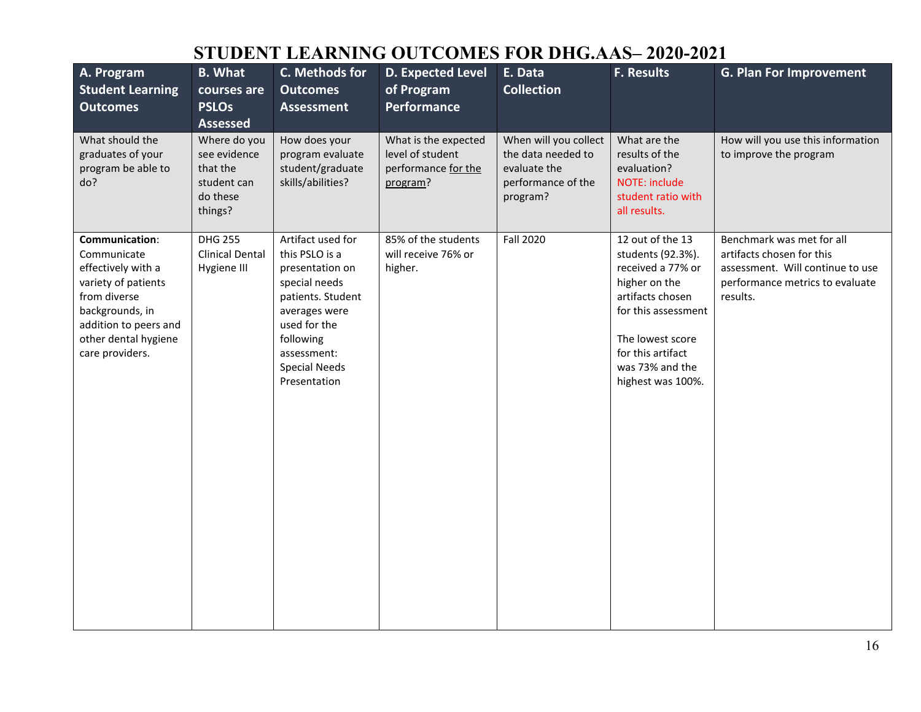# STUDENT LEARNING OUTCOMES FOR DHG.AAS– 2020-2021

| A. Program Student Learning Outcomes | B. What courses are PSLOs Assessed | C. Methods for Outcomes Assessment | D. Expected Level of Program Performance | E. Data Collection | F. Results | G. Plan For Improvement |
|---|---|---|---|---|---|---|
| What should the graduates of your program be able to do? | Where do you see evidence that the student can do these things? | How does your program evaluate student/graduate skills/abilities? | What is the expected level of student performance for the program? | When will you collect the data needed to evaluate the performance of the program? | What are the results of the evaluation? NOTE: include student ratio with all results. | How will you use this information to improve the program |
| **Communication**: Communicate effectively with a variety of patients from diverse backgrounds, in addition to peers and other dental hygiene care providers. | DHG 255 Clinical Dental Hygiene III | Artifact used for this PSLO is a presentation on special needs patients. Student averages were used for the following assessment: Special Needs Presentation | 85% of the students will receive 76% or higher. | Fall 2020 | 12 out of the 13 students (92.3%). received a 77% or higher on the artifacts chosen for this assessment<br><br>The lowest score for this artifact was 73% and the highest was 100%. | Benchmark was met for all artifacts chosen for this assessment. Will continue to use performance metrics to evaluate results. |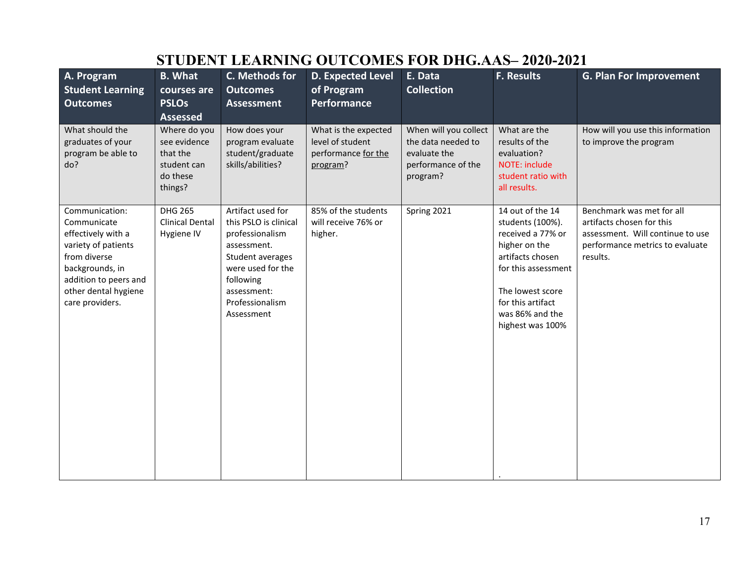# STUDENT LEARNING OUTCOMES FOR DHG.AAS– 2020-2021

| A. Program Student Learning Outcomes | B. What courses are PSLOs Assessed | C. Methods for Outcomes Assessment | D. Expected Level of Program Performance | E. Data Collection | F. Results | G. Plan For Improvement |
|---|---|---|---|---|---|---|
| What should the graduates of your program be able to do? | Where do you see evidence that the student can do these things? | How does your program evaluate student/graduate skills/abilities? | What is the expected level of student performance for the program? | When will you collect the data needed to evaluate the performance of the program? | What are the results of the evaluation? NOTE: include student ratio with all results. | How will you use this information to improve the program |
| Communication: Communicate effectively with a variety of patients from diverse backgrounds, in addition to peers and other dental hygiene care providers. | DHG 265 Clinical Dental Hygiene IV | Artifact used for this PSLO is clinical professionalism assessment. Student averages were used for the following assessment: Professionalism Assessment | 85% of the students will receive 76% or higher. | Spring 2021 | 14 out of the 14 students (100%). received a 77% or higher on the artifacts chosen for this assessment<br><br>The lowest score for this artifact was 86% and the highest was 100%<br><br>. | Benchmark was met for all artifacts chosen for this assessment. Will continue to use performance metrics to evaluate results. |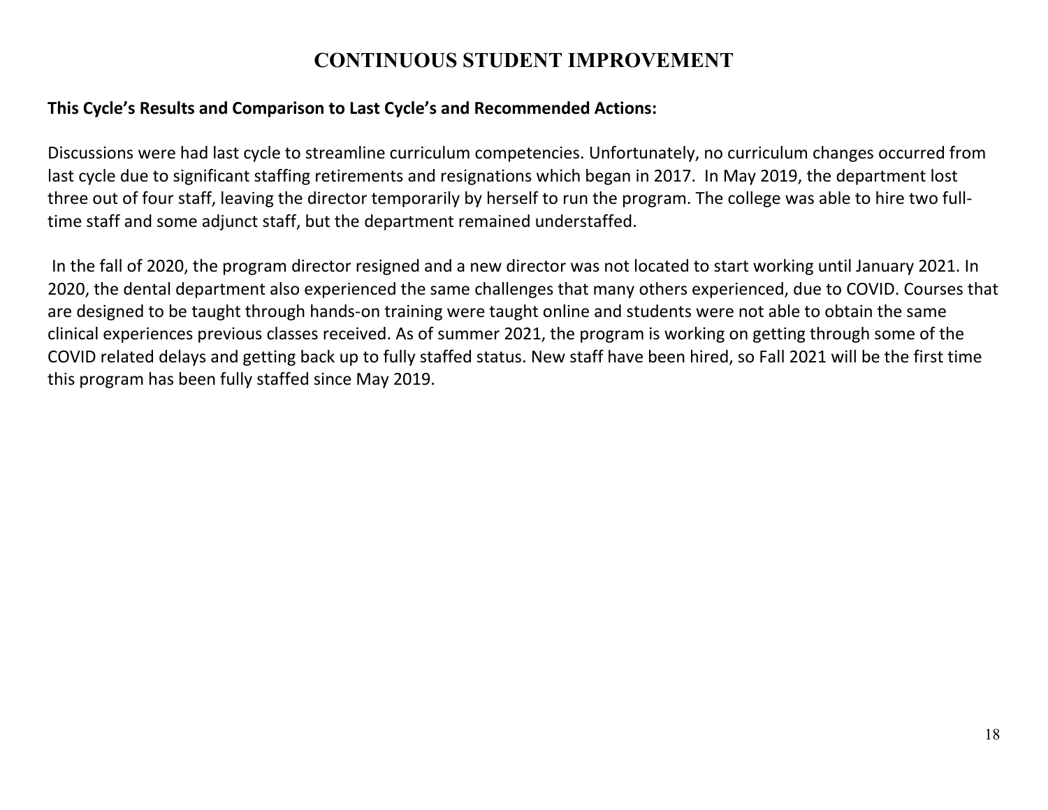# CONTINUOUS STUDENT IMPROVEMENT

**This Cycle's Results and Comparison to Last Cycle's and Recommended Actions:**

Discussions were had last cycle to streamline curriculum competencies. Unfortunately, no curriculum changes occurred from last cycle due to significant staffing retirements and resignations which began in 2017. In May 2019, the department lost three out of four staff, leaving the director temporarily by herself to run the program. The college was able to hire two full-time staff and some adjunct staff, but the department remained understaffed.

In the fall of 2020, the program director resigned and a new director was not located to start working until January 2021. In 2020, the dental department also experienced the same challenges that many others experienced, due to COVID. Courses that are designed to be taught through hands-on training were taught online and students were not able to obtain the same clinical experiences previous classes received. As of summer 2021, the program is working on getting through some of the COVID related delays and getting back up to fully staffed status. New staff have been hired, so Fall 2021 will be the first time this program has been fully staffed since May 2019.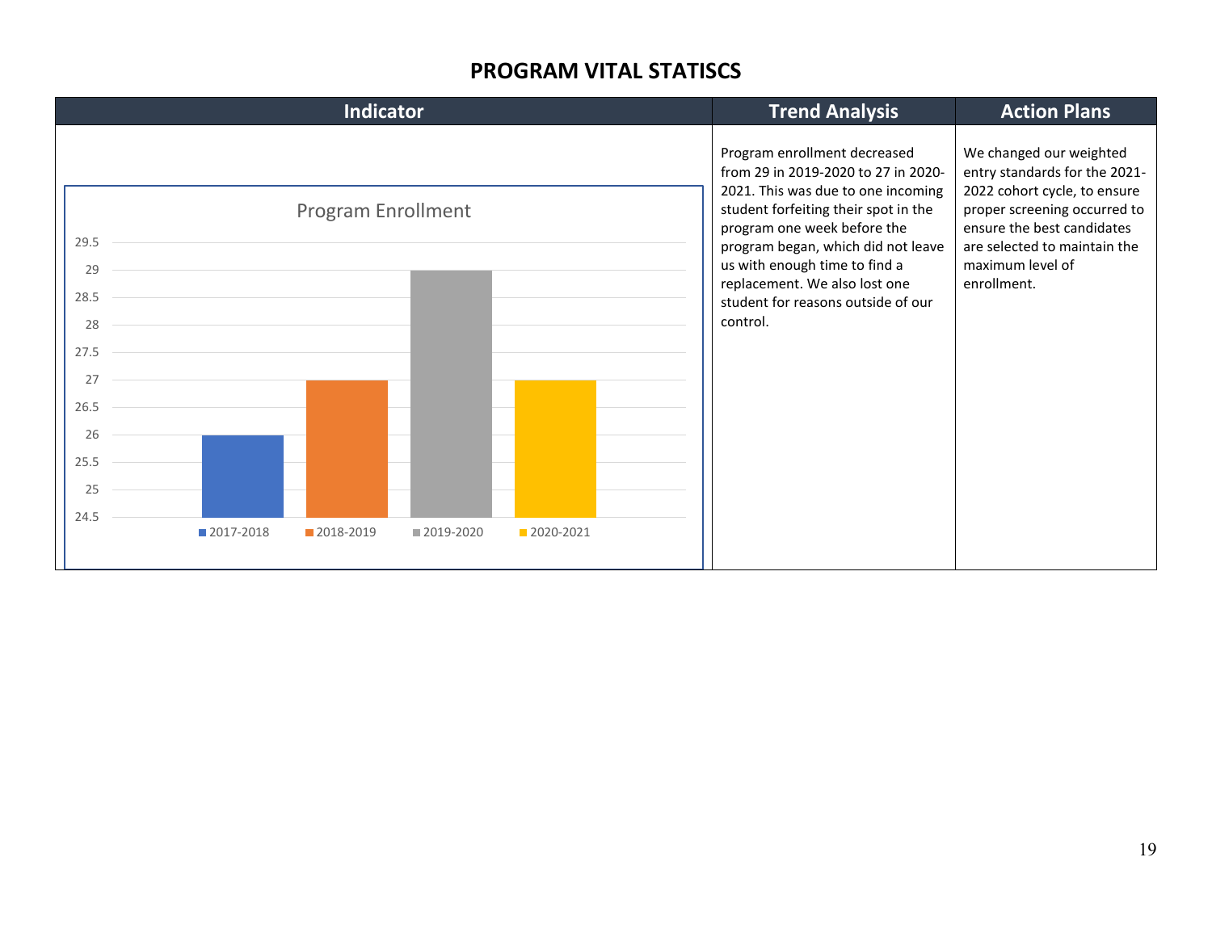# PROGRAM VITAL STATISCS

| Indicator | Trend Analysis | Action Plans |
| --- | --- | --- |
| Program Enrollment<br>29.5<br>29<br>28.5<br>28<br>27.5<br>27<br>26.5<br>26<br>25.5<br>25<br>24.5<br>2017-2018 2018-2019 2019-2020 2020-2021 | Program enrollment decreased from 29 in 2019-2020 to 27 in 2020-2021. This was due to one incoming student forfeiting their spot in the program one week before the program began, which did not leave us with enough time to find a replacement. We also lost one student for reasons outside of our control. | We changed our weighted entry standards for the 2021-2022 cohort cycle, to ensure proper screening occurred to ensure the best candidates are selected to maintain the maximum level of enrollment. |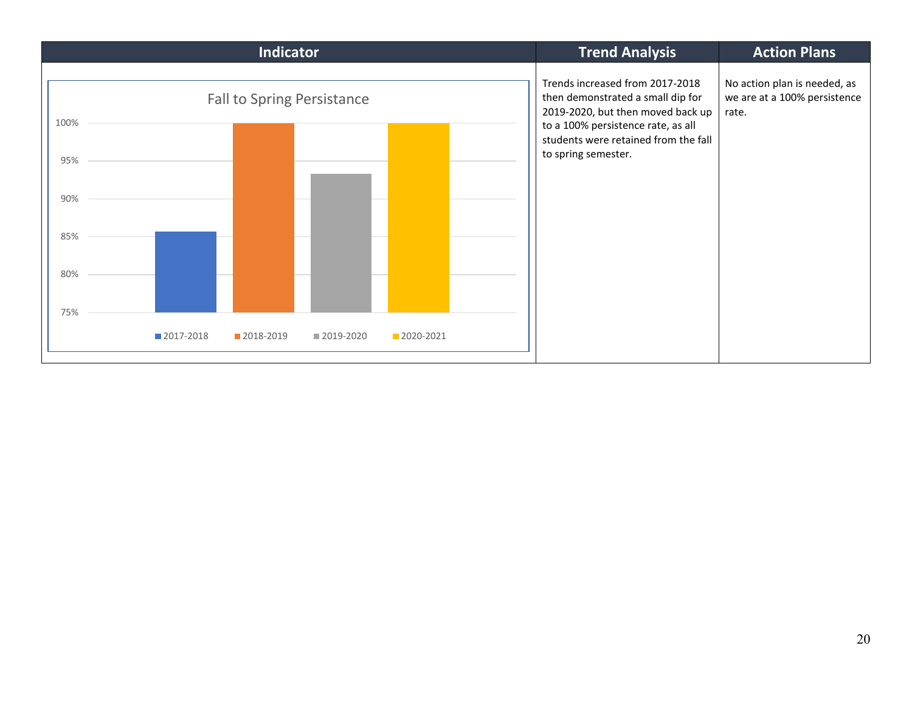| Indicator | Trend Analysis | Action Plans |
|---|---|---|
| Fall to Spring Persistance<br>100%<br>95%<br>90%<br>85%<br>80%<br>75%<br>2017-2018 2018-2019 2019-2020 2020-2021 | Trends increased from 2017-2018 then demonstrated a small dip for 2019-2020, but then moved back up to a 100% persistence rate, as all students were retained from the fall to spring semester. | No action plan is needed, as we are at a 100% persistence rate. |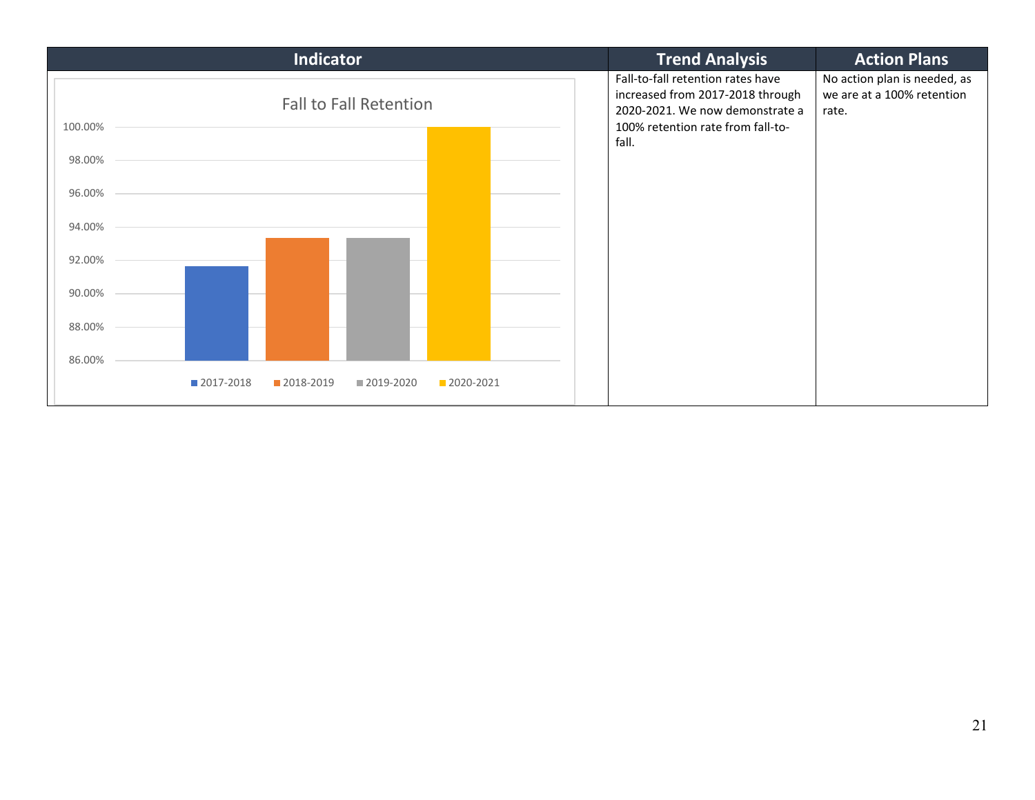| Indicator | Trend Analysis | Action Plans |
| --- | --- | --- |
| Fall to Fall Retention<br>100.00%<br>98.00%<br>96.00%<br>94.00%<br>92.00%<br>90.00%<br>88.00%<br>86.00%<br>2017-2018 2018-2019 2019-2020 2020-2021 | Fall-to-fall retention rates have increased from 2017-2018 through 2020-2021. We now demonstrate a 100% retention rate from fall-to-fall. | No action plan is needed, as we are at a 100% retention rate. |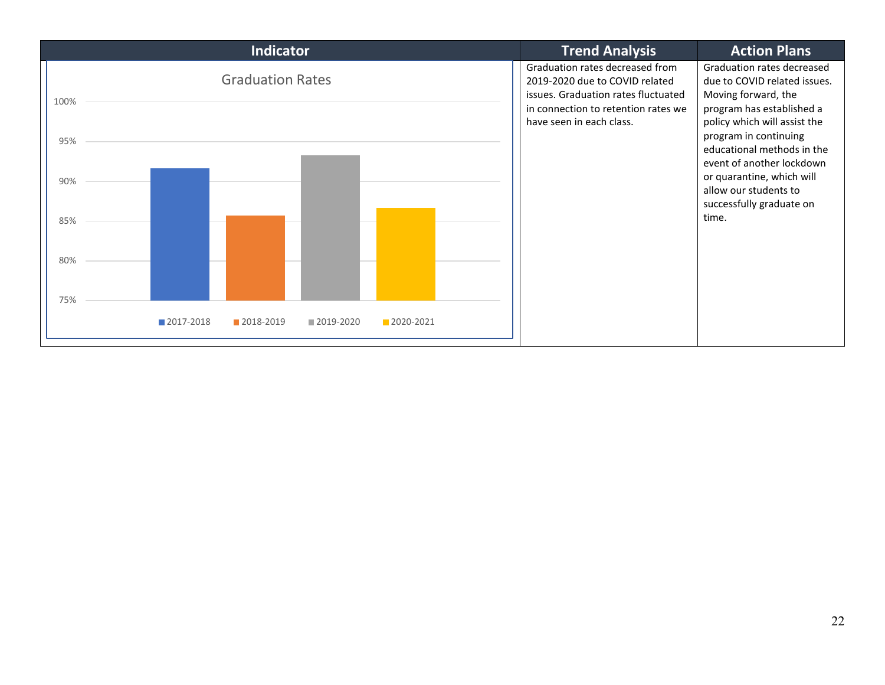| Indicator | Trend Analysis | Action Plans |
| --- | --- | --- |
| Graduation Rates<br>100%<br>95%<br>90%<br>85%<br>80%<br>75%<br>2017-2018 2018-2019 2019-2020 2020-2021 | Graduation rates decreased from 2019-2020 due to COVID related issues. Graduation rates fluctuated in connection to retention rates we have seen in each class. | Graduation rates decreased due to COVID related issues. Moving forward, the program has established a policy which will assist the program in continuing educational methods in the event of another lockdown or quarantine, which will allow our students to successfully graduate on time. |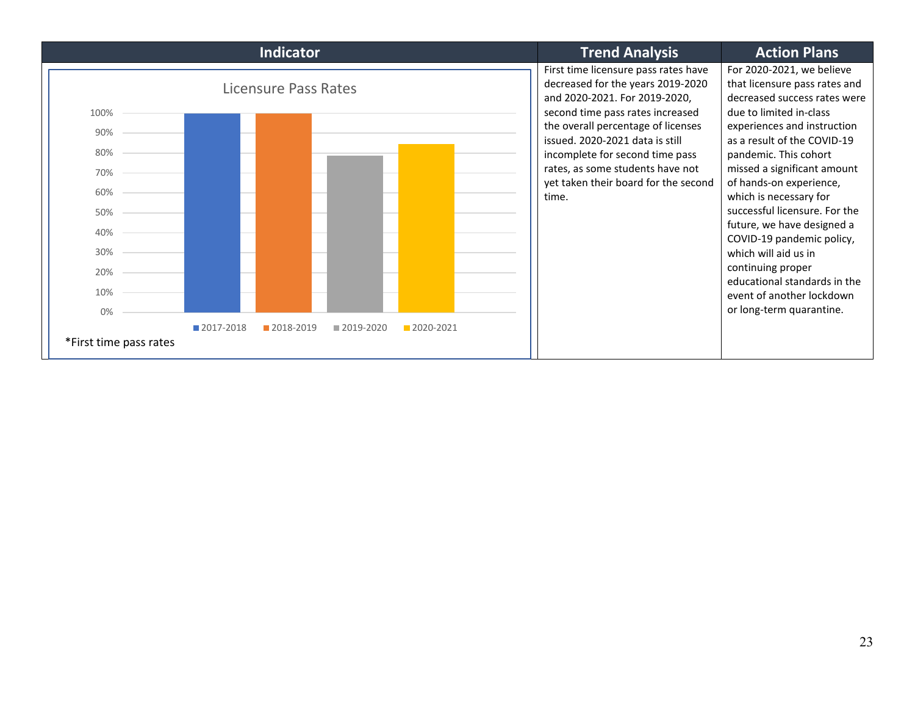| Indicator | Trend Analysis | Action Plans |
| --- | --- | --- |
| Licensure Pass Rates<br>100%<br>90%<br>80%<br>70%<br>60%<br>50%<br>40%<br>30%<br>20%<br>10%<br>0%<br>2017-2018 2018-2019 2019-2020 2020-2021<br>*First time pass rates | First time licensure pass rates have decreased for the years 2019-2020 and 2020-2021. For 2019-2020, second time pass rates increased the overall percentage of licenses issued. 2020-2021 data is still incomplete for second time pass rates, as some students have not yet taken their board for the second time. | For 2020-2021, we believe that licensure pass rates and decreased success rates were due to limited in-class experiences and instruction as a result of the COVID-19 pandemic. This cohort missed a significant amount of hands-on experience, which is necessary for successful licensure. For the future, we have designed a COVID-19 pandemic policy, which will aid us in continuing proper educational standards in the event of another lockdown or long-term quarantine. |